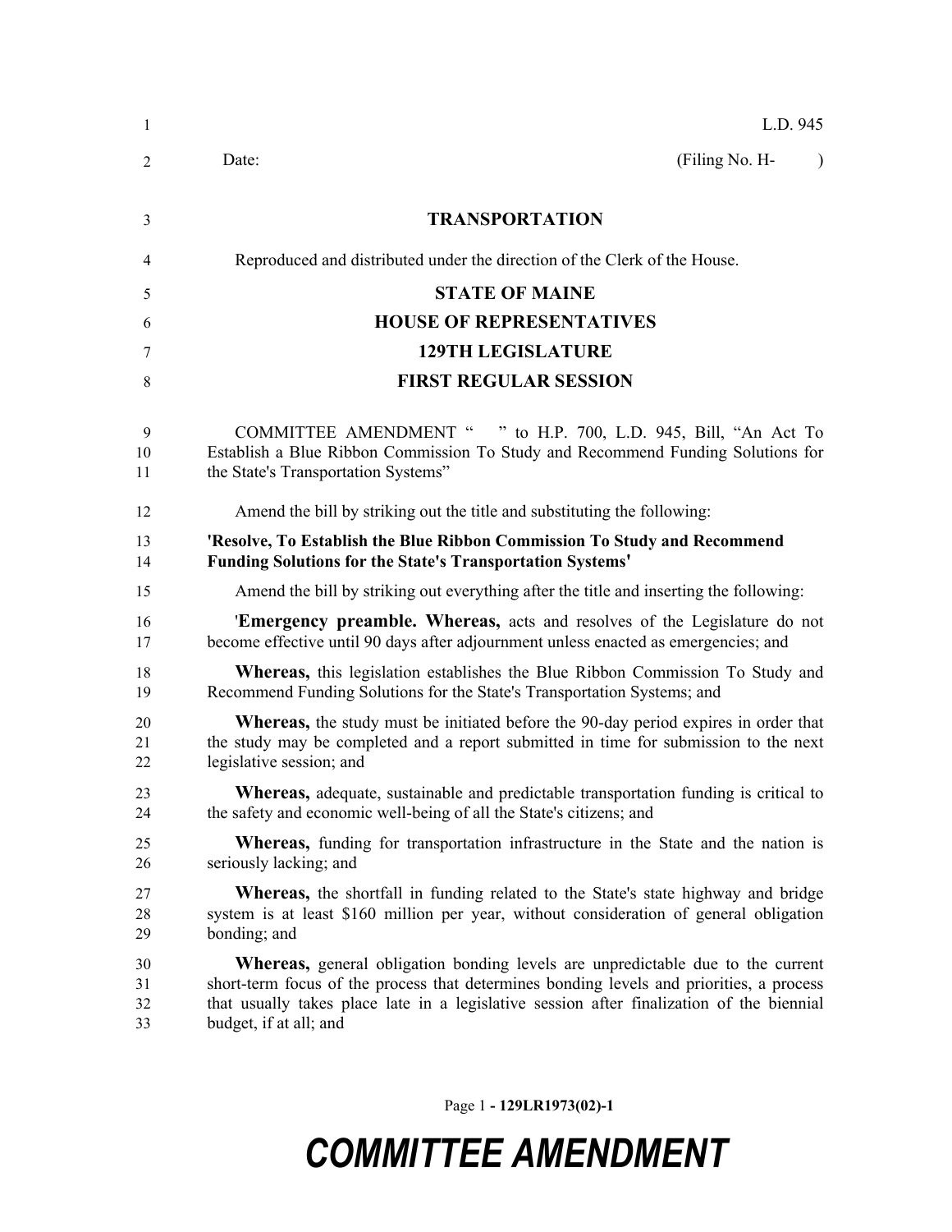L.D. 945

Date: (Filing No. H- )

**TRANSPORTATION**

Reproduced and distributed under the direction of the Clerk of the House.

**STATE OF MAINE**

**HOUSE OF REPRESENTATIVES**

**129TH LEGISLATURE**

**FIRST REGULAR SESSION**

COMMITTEE AMENDMENT " " to H.P. 700, L.D. 945, Bill, "An Act To Establish a Blue Ribbon Commission To Study and Recommend Funding Solutions for the State's Transportation Systems"

Amend the bill by striking out the title and substituting the following:

**'Resolve, To Establish the Blue Ribbon Commission To Study and Recommend Funding Solutions for the State's Transportation Systems'**

Amend the bill by striking out everything after the title and inserting the following:

'**Emergency preamble. Whereas,** acts and resolves of the Legislature do not become effective until 90 days after adjournment unless enacted as emergencies; and

**Whereas,** this legislation establishes the Blue Ribbon Commission To Study and Recommend Funding Solutions for the State's Transportation Systems; and

**Whereas,** the study must be initiated before the 90-day period expires in order that the study may be completed and a report submitted in time for submission to the next legislative session; and

**Whereas,** adequate, sustainable and predictable transportation funding is critical to the safety and economic well-being of all the State's citizens; and

**Whereas,** funding for transportation infrastructure in the State and the nation is seriously lacking; and

**Whereas,** the shortfall in funding related to the State's state highway and bridge system is at least $160 million per year, without consideration of general obligation bonding; and

**Whereas,** general obligation bonding levels are unpredictable due to the current short-term focus of the process that determines bonding levels and priorities, a process that usually takes place late in a legislative session after finalization of the biennial budget, if at all; and

**COMMITTEE AMENDMENT**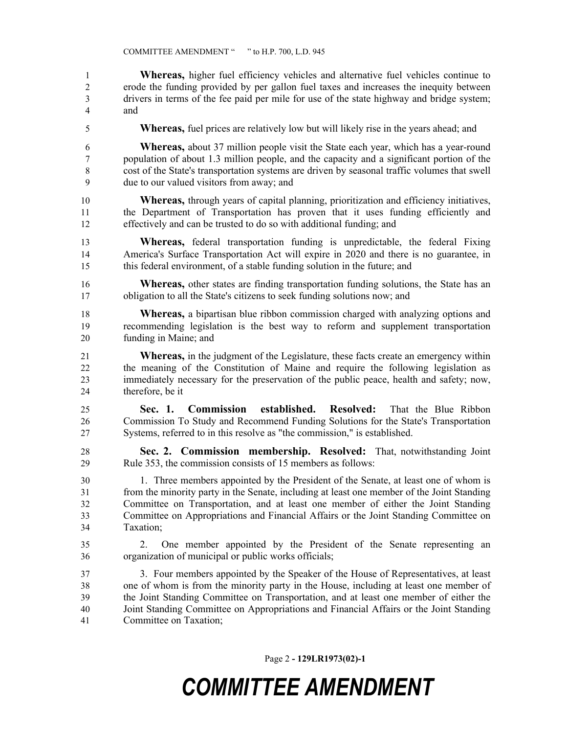**Whereas,** higher fuel efficiency vehicles and alternative fuel vehicles continue to erode the funding provided by per gallon fuel taxes and increases the inequity between drivers in terms of the fee paid per mile for use of the state highway and bridge system; and

**Whereas,** fuel prices are relatively low but will likely rise in the years ahead; and

**Whereas,** about 37 million people visit the State each year, which has a year-round population of about 1.3 million people, and the capacity and a significant portion of the cost of the State's transportation systems are driven by seasonal traffic volumes that swell due to our valued visitors from away; and

**Whereas,** through years of capital planning, prioritization and efficiency initiatives, the Department of Transportation has proven that it uses funding efficiently and effectively and can be trusted to do so with additional funding; and

**Whereas,** federal transportation funding is unpredictable, the federal Fixing America's Surface Transportation Act will expire in 2020 and there is no guarantee, in this federal environment, of a stable funding solution in the future; and

**Whereas,** other states are finding transportation funding solutions, the State has an obligation to all the State's citizens to seek funding solutions now; and

**Whereas,** a bipartisan blue ribbon commission charged with analyzing options and recommending legislation is the best way to reform and supplement transportation funding in Maine; and

**Whereas,** in the judgment of the Legislature, these facts create an emergency within the meaning of the Constitution of Maine and require the following legislation as immediately necessary for the preservation of the public peace, health and safety; now, therefore, be it

**Sec. 1. Commission established. Resolved:** That the Blue Ribbon Commission To Study and Recommend Funding Solutions for the State's Transportation Systems, referred to in this resolve as "the commission," is established.

**Sec. 2. Commission membership. Resolved:** That, notwithstanding Joint Rule 353, the commission consists of 15 members as follows:

1. Three members appointed by the President of the Senate, at least one of whom is from the minority party in the Senate, including at least one member of the Joint Standing Committee on Transportation, and at least one member of either the Joint Standing Committee on Appropriations and Financial Affairs or the Joint Standing Committee on Taxation;

2. One member appointed by the President of the Senate representing an organization of municipal or public works officials;

3. Four members appointed by the Speaker of the House of Representatives, at least one of whom is from the minority party in the House, including at least one member of the Joint Standing Committee on Transportation, and at least one member of either the Joint Standing Committee on Appropriations and Financial Affairs or the Joint Standing Committee on Taxation;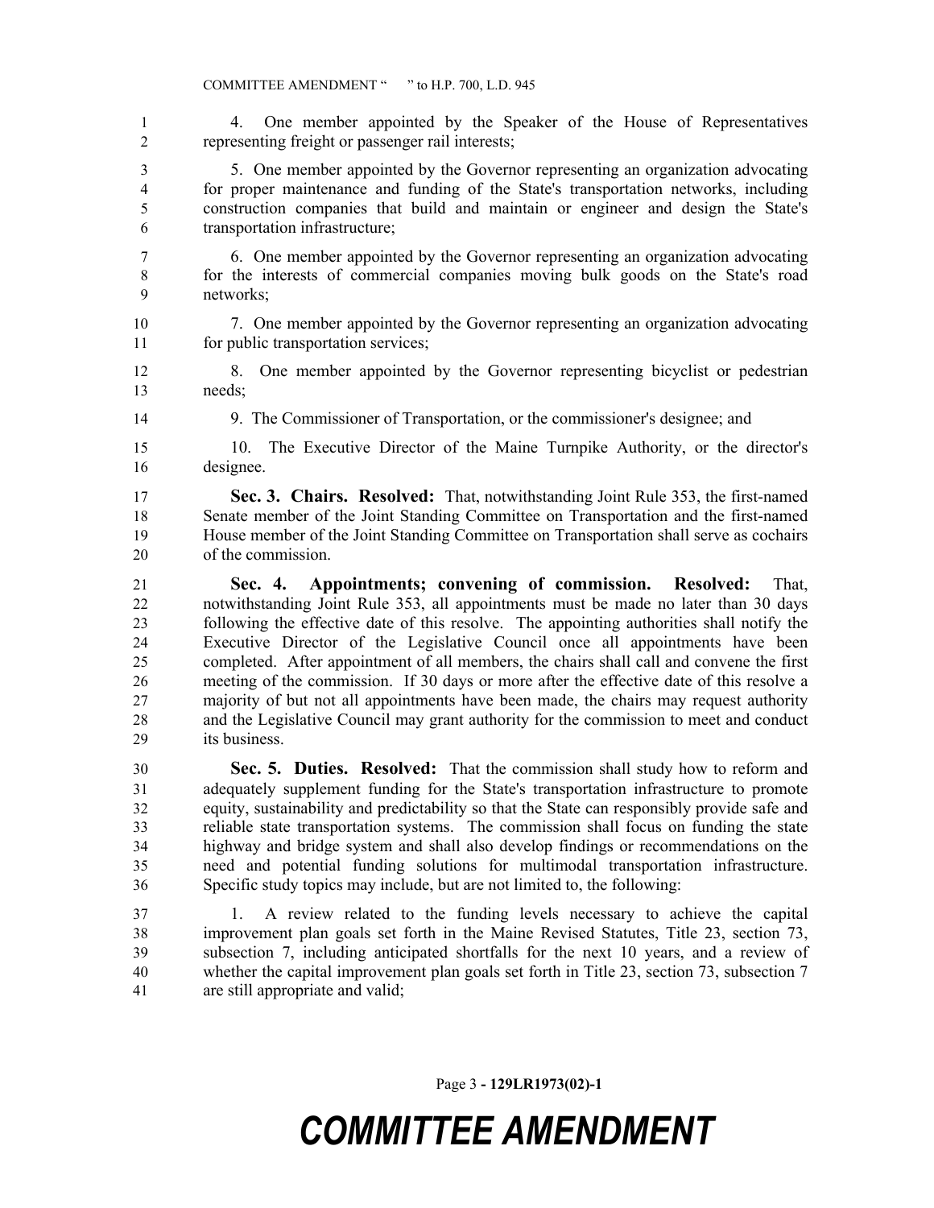4. One member appointed by the Speaker of the House of Representatives representing freight or passenger rail interests;

5. One member appointed by the Governor representing an organization advocating for proper maintenance and funding of the State's transportation networks, including construction companies that build and maintain or engineer and design the State's transportation infrastructure;

6. One member appointed by the Governor representing an organization advocating for the interests of commercial companies moving bulk goods on the State's road networks;

7. One member appointed by the Governor representing an organization advocating for public transportation services;

8. One member appointed by the Governor representing bicyclist or pedestrian needs;

9. The Commissioner of Transportation, or the commissioner's designee; and

10. The Executive Director of the Maine Turnpike Authority, or the director's designee.

**Sec. 3. Chairs. Resolved:** That, notwithstanding Joint Rule 353, the first-named Senate member of the Joint Standing Committee on Transportation and the first-named House member of the Joint Standing Committee on Transportation shall serve as cochairs of the commission.

**Sec. 4. Appointments; convening of commission. Resolved:** That, notwithstanding Joint Rule 353, all appointments must be made no later than 30 days following the effective date of this resolve. The appointing authorities shall notify the Executive Director of the Legislative Council once all appointments have been completed. After appointment of all members, the chairs shall call and convene the first meeting of the commission. If 30 days or more after the effective date of this resolve a majority of but not all appointments have been made, the chairs may request authority and the Legislative Council may grant authority for the commission to meet and conduct its business.

**Sec. 5. Duties. Resolved:** That the commission shall study how to reform and adequately supplement funding for the State's transportation infrastructure to promote equity, sustainability and predictability so that the State can responsibly provide safe and reliable state transportation systems. The commission shall focus on funding the state highway and bridge system and shall also develop findings or recommendations on the need and potential funding solutions for multimodal transportation infrastructure. Specific study topics may include, but are not limited to, the following:

1. A review related to the funding levels necessary to achieve the capital improvement plan goals set forth in the Maine Revised Statutes, Title 23, section 73, subsection 7, including anticipated shortfalls for the next 10 years, and a review of whether the capital improvement plan goals set forth in Title 23, section 73, subsection 7 are still appropriate and valid;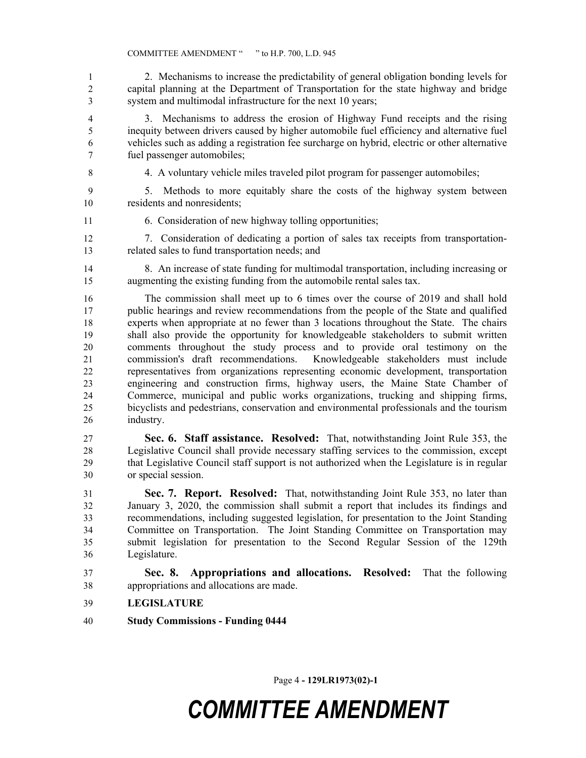2. Mechanisms to increase the predictability of general obligation bonding levels for capital planning at the Department of Transportation for the state highway and bridge system and multimodal infrastructure for the next 10 years;

3. Mechanisms to address the erosion of Highway Fund receipts and the rising inequity between drivers caused by higher automobile fuel efficiency and alternative fuel vehicles such as adding a registration fee surcharge on hybrid, electric or other alternative fuel passenger automobiles;

4. A voluntary vehicle miles traveled pilot program for passenger automobiles;

5. Methods to more equitably share the costs of the highway system between residents and nonresidents;

6. Consideration of new highway tolling opportunities;

7. Consideration of dedicating a portion of sales tax receipts from transportation-related sales to fund transportation needs; and

8. An increase of state funding for multimodal transportation, including increasing or augmenting the existing funding from the automobile rental sales tax.

The commission shall meet up to 6 times over the course of 2019 and shall hold public hearings and review recommendations from the people of the State and qualified experts when appropriate at no fewer than 3 locations throughout the State. The chairs shall also provide the opportunity for knowledgeable stakeholders to submit written comments throughout the study process and to provide oral testimony on the commission's draft recommendations. Knowledgeable stakeholders must include representatives from organizations representing economic development, transportation engineering and construction firms, highway users, the Maine State Chamber of Commerce, municipal and public works organizations, trucking and shipping firms, bicyclists and pedestrians, conservation and environmental professionals and the tourism industry.

**Sec. 6. Staff assistance. Resolved:** That, notwithstanding Joint Rule 353, the Legislative Council shall provide necessary staffing services to the commission, except that Legislative Council staff support is not authorized when the Legislature is in regular or special session.

**Sec. 7. Report. Resolved:** That, notwithstanding Joint Rule 353, no later than January 3, 2020, the commission shall submit a report that includes its findings and recommendations, including suggested legislation, for presentation to the Joint Standing Committee on Transportation. The Joint Standing Committee on Transportation may submit legislation for presentation to the Second Regular Session of the 129th Legislature.

**Sec. 8. Appropriations and allocations. Resolved:** That the following appropriations and allocations are made.

**LEGISLATURE**

**Study Commissions - Funding 0444**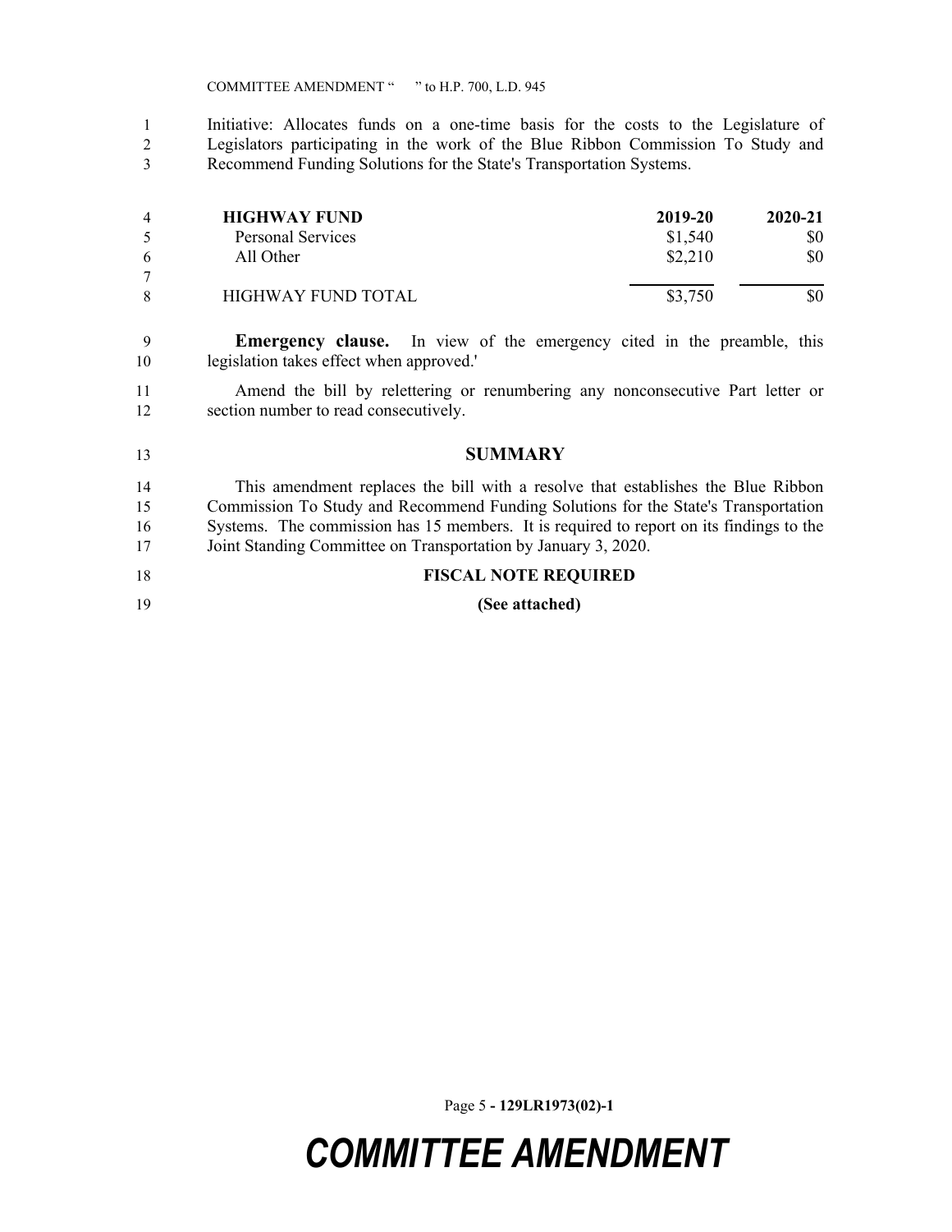Initiative: Allocates funds on a one-time basis for the costs to the Legislature of Legislators participating in the work of the Blue Ribbon Commission To Study and Recommend Funding Solutions for the State's Transportation Systems.

| **HIGHWAY FUND** | **2019-20** | **2020-21** |
| --- | --- | --- |
| Personal Services | $1,540 | $0 |
| All Other | $2,210 | $0 |
| HIGHWAY FUND TOTAL | $3,750 | $0 |

**Emergency clause.** In view of the emergency cited in the preamble, this legislation takes effect when approved.'

Amend the bill by relettering or renumbering any nonconsecutive Part letter or section number to read consecutively.

## SUMMARY

This amendment replaces the bill with a resolve that establishes the Blue Ribbon Commission To Study and Recommend Funding Solutions for the State's Transportation Systems. The commission has 15 members. It is required to report on its findings to the Joint Standing Committee on Transportation by January 3, 2020.

**FISCAL NOTE REQUIRED**

**(See attached)**

# COMMITTEE AMENDMENT